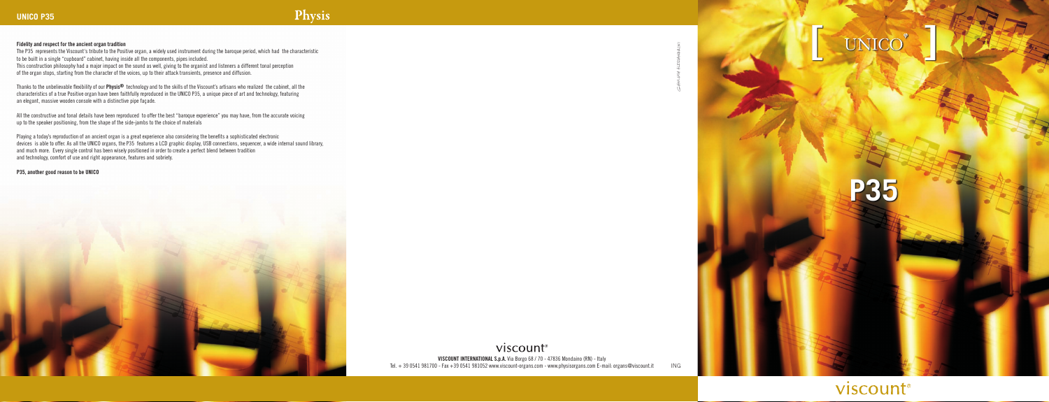**Fidelity and respect for the ancient organ tradition**

The P35 represents the Viscount's tribute to the Positive organ, a widely used instrument during the baroque period, which had the characteristic to be built in a single "cupboard" cabinet, having inside all the components, pipes included.
This construction philosophy had a major impact on the sound as well, giving to the organist and listeners a different tonal perception of the organ stops, starting from the character of the voices, up to their attack transients, presence and diffusion.

Thanks to the unbelievable flexibility of our **Physis®** technology and to the skills of the Viscount's artisans who realized the cabinet, all the characteristics of a true Positive organ have been faithfully reproduced in the UNICO P35, a unique piece of art and technology, featuring an elegant, massive wooden console with a distinctive pipe façade.

All the constructive and tonal details have been reproduced to offer the best "baroque experience" you may have, from the accurate voicing up to the speaker positioning, from the shape of the side-jambs to the choice of materials

Playing a today's reproduction of an ancient organ is a great experience also considering the benefits a sophisticated electronic devices is able to offer. As all the UNICO organs, the P35 features a LCD graphic display, USB connections, sequencer, a wide internal sound library, and much more. Every single control has been wisely positioned in order to create a perfect blend between tradition and technology, comfort of use and right appearance, features and sobriety.

**P35, another good reason to be UNICO**

viscount®

**VISCOUNT INTERNATIONAL S.p.A.** Via Borgo 68 / 70 - 47836 Mondaino (RN) - Italy
Tel. + 39 0541 981700 - Fax +39 0541 981052 www.viscount-organs.com - www.physisorgans.com E-mail: organs@viscount.it ING

[ UNICO® ]

# P35

viscount®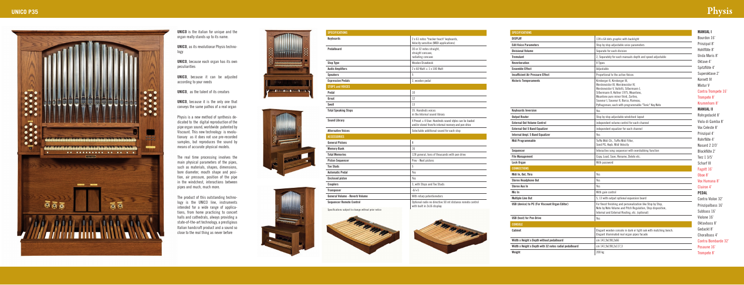# UNICO P35

# Physis

**UNICO** is the italian for unique and the organ really stands up to its name.

**UNICO**, as its revolutionar Physis technology

**UNICO**, because each organ has its own peculiarities

**UNICO**, because it can be adjusted according to your needs

**UNICO**, as the talent of its creators

**UNICO**, because it is the only one that conveys the same pathos of a real organ

Physis is a new method of synthesis dedicated to the digital reproduction of the pipe organ sound, worldwide patented by Viscount. This new technology is revolutionary as it does not use pre-recorded samples, but reproduces the sound by means of accurate physical models.

The real time processing involves the main physical parameters of the pipes, such as materials, shapes, dimensions, bore diameter, mouth shape and position, air pressure, position of the pipe in the windchest, interactions between pipes and much, much more.

The product of this outstanding technology is the UNICO line, instruments intended for a wide range of applications, from home practicing to concert halls and cathedrals, always providing a state-of-the-art technology, a prestigious Italian handicraft product and a sound so close to the real thing as never before

| SPECIFICATIONS | |
|---|---|
| Keyboards | 2 x 61 notes "tracker touch" keyboards, Velocity sensitive (MIDI applications) |
| Pedalboard | 30 or 32 notes straight, straight concave, radiating concave |
| Stop Type | Wooden Drawknob |
| Audio Amplifiers | 2 x 60 Watt + 1 x 100 Watt |
| Speakers | 5 |
| Expression Pedals | 2, wooden pedal |
| **STOPS and VOICES** | |
| Pedal | 10 |
| Great | 12 |
| Swell | 13 |
| Total Speaking Stops | 35. Hundreds voices in the Internal sound library |
| Sound Library | 4 Preset + 4 User. Hundreds sound styles can be loaded and/or stored from/to internal memory and pen drive |
| Alternative Voices | Selectable additional sound for each stop |
| **ACCESSORIES** | |
| General Pistons | 8 |
| Memory Bank | 16 |
| Total Memories | 128 general, tens of thousands with pen drive |
| Piston Sequencer | Prev - Next pistons |
| Toe Studs | 5 |
| Automatic Pedal | Yes |
| Enclosed piston | Yes |
| Couplers | 3, with Stops and Toe Studs |
| Transposer | -6/+5 |
| General Volume - Reverb Volume | With rotary potentiometers |
| Sequencer Remote Control | Optional radio no directive 50 mt distance remote control with built in 2x16 display |

Specifications subject to change without prior notice

| SPECIFICATIONS | |
|---|---|
| DISPLAY | 128 x 64 dots graphic with backlight |
| Edit Voice Parameters | Stop by stop adjustable voice parameters |
| Divisional Volume | Separate for each division |
| Tremulant | 2, Separately for each manuals depth and speed adjustable |
| Reverberation | 8 Types |
| Ensemble Effect | Adjustable |
| Insufficient Air Pressure Effect | Proportional to the active Voices |
| Historic Temperaments | Kirnberger II, Kirnberger III, Werckmeister III, Werckmeister IV, Werckmeister V, Vallotti, Silbermann I, Silbermann II, Kellner 1975, Meantone, Meantone pure minor third, Zarlino, Sauveur I, Sauveur II, Barca, Rameau, Pythagorean; each with programmable "Tonic" Key Note |
| Keyboards Inversion | Yes |
| Output Router | Stop by stop adjustable windchest layout |
| External Out Volume Control | independent volume control for each channel |
| External Out 5 Band Equalizer | independent equalizer for each channel |
| Internal Ampl. 5 Band Equalizer | Yes |
| Midi Programmable | Tx/Rx Midi Ch., Tx/Rx Midi Filter, Send PG, Keyb. Midi Velocity |
| Sequencer | Interactive song sequencer with overdubbing function |
| File Management | Copy, Load, Save, Rename, Delete etc. |
| Lock Organ | With password |
| **CONNECTIONS** | |
| Midi In, Out, Thru | Yes |
| Stereo Headphone Out | Yes |
| Stereo Aux In | Yes |
| Mic In | With gain control |
| Multiple Line Out | 5, 13 with output optional expansion board |
| USB (device) to PC (For Viscount Organ Editor) | For finest finishing and personalization like Stop by Stop, Note by Note Volume and Pitch Regulation, Stop disposition, Internal and External Routing, etc. (optional) |
| USB (host) for Pen Drive | Yes |
| **CONSOLE** | |
| Cabinet | Elegant wooden console in dark or light oak with matching bench. Elegant illuminated real organ pipes facade |
| Width x Height x Depth without pedalboard | cm 141,9x198,2x66 |
| Width x Height x Depth with 32 notes radial pedalboard | cm 141,9x198,2x117,3 |
| Weight | 200 kg |

**MANUAL I**
Bourdon 16'
Prinzipal 8'
Hohlflöte 8'
Unda Maris 8'
Oktave 4'
Spitzflöte 4'
Superoktave 2'
Kornett IV
Mixtur V
Contra Trompete 16'
Trompete 8'
Krummhorn 8'

**MANUAL II**
Rohrgedackt 8'
Viola di Gamba 8'
Vox Celeste 8'
Prinzipal 4'
Rohrflöte 4'
Nasard 2 2/3'
Blockflöte 2'
Terz 1 3/5'
Scharf III
Fagott 16'
Oboe 8'
Vox Humana 8'
Clairon 4'

**PEDAL**
Contra Violon 32'
Prinzipalbass 16'
Subbass 16'
Violone 16'
Oktavbass 8'
Gedackt 8'
Choralbass 4'
Contra Bombarde 32'
Posaune 16'
Trompete 8'